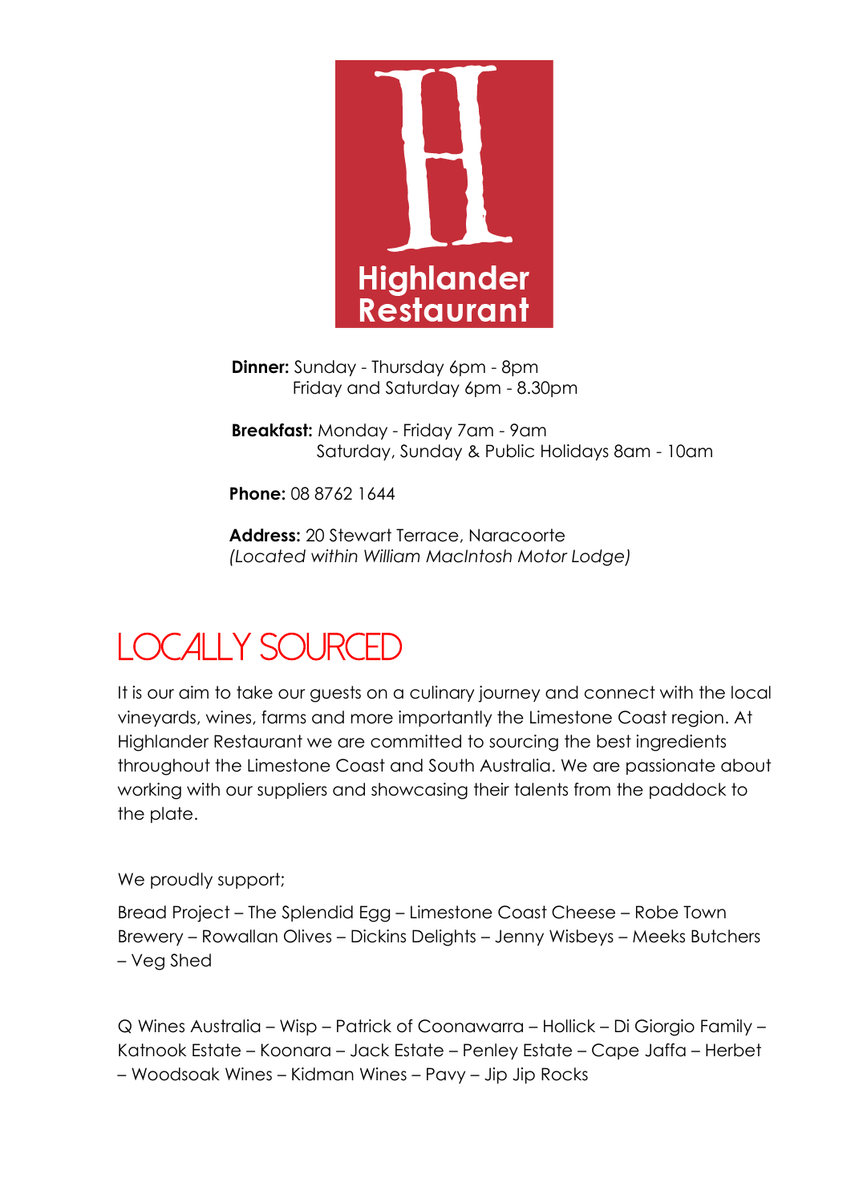# Highlander Restaurant

**Dinner:** Sunday - Thursday 6pm - 8pm
Friday and Saturday 6pm - 8.30pm

**Breakfast:** Monday - Friday 7am - 9am
Saturday, Sunday & Public Holidays 8am - 10am

**Phone:** 08 8762 1644

**Address:** 20 Stewart Terrace, Naracoorte
*(Located within William MacIntosh Motor Lodge)*

## LOCALLY SOURCED

It is our aim to take our guests on a culinary journey and connect with the local vineyards, wines, farms and more importantly the Limestone Coast region. At Highlander Restaurant we are committed to sourcing the best ingredients throughout the Limestone Coast and South Australia. We are passionate about working with our suppliers and showcasing their talents from the paddock to the plate.

We proudly support;

Bread Project – The Splendid Egg – Limestone Coast Cheese – Robe Town Brewery – Rowallan Olives – Dickins Delights – Jenny Wisbeys – Meeks Butchers – Veg Shed

Q Wines Australia – Wisp – Patrick of Coonawarra – Hollick – Di Giorgio Family – Katnook Estate – Koonara – Jack Estate – Penley Estate – Cape Jaffa – Herbet – Woodsoak Wines – Kidman Wines – Pavy – Jip Jip Rocks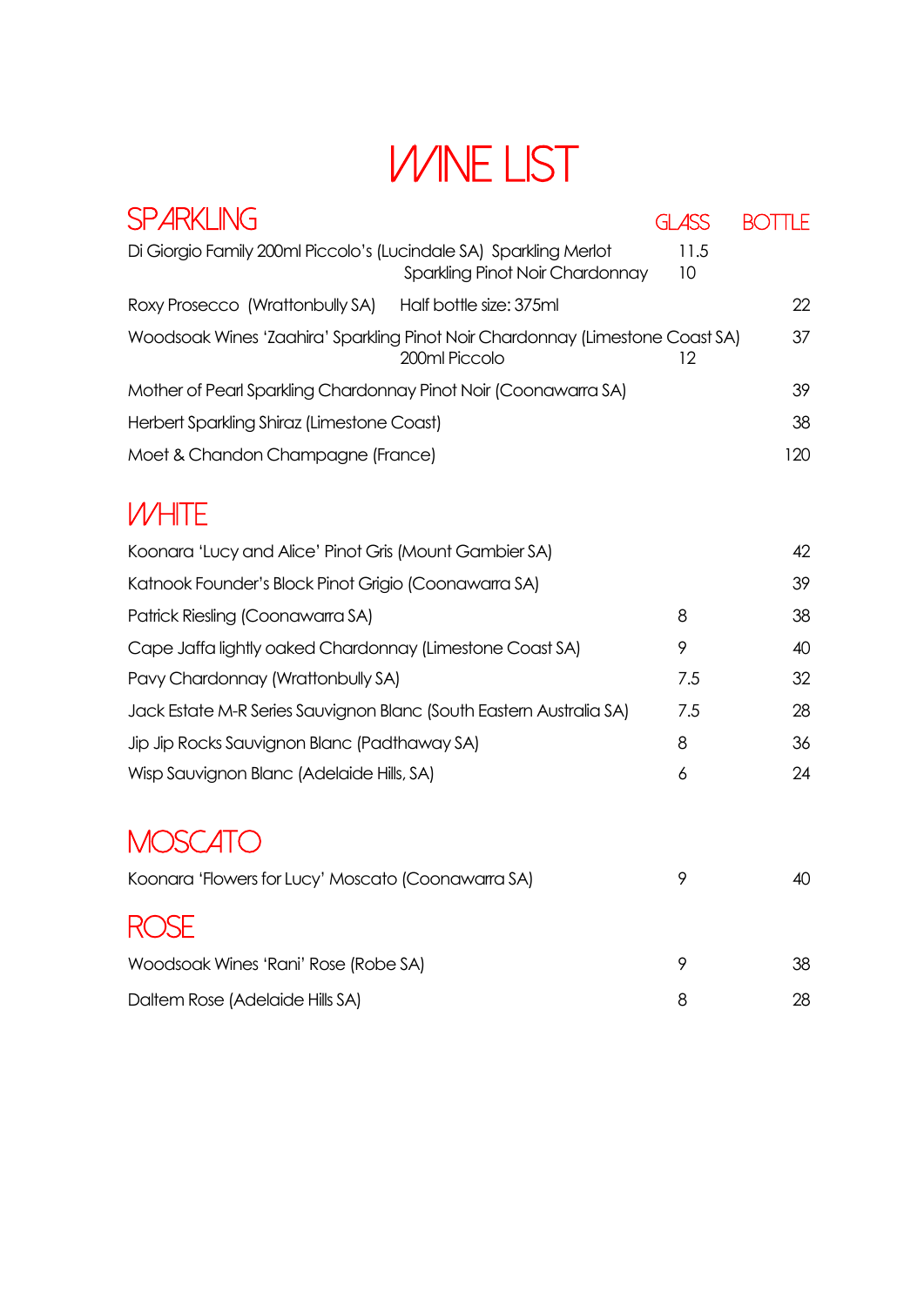# WINE LIST

## SPARKLING

| | GLASS | BOTTLE |
|---|---|---|
| Di Giorgio Family 200ml Piccolo's (Lucindale SA) Sparkling Merlot | 11.5 | |
| Sparkling Pinot Noir Chardonnay | 10 | |
| Roxy Prosecco (Wrattonbully SA) Half bottle size: 375ml | | 22 |
| Woodsoak Wines 'Zaahira' Sparkling Pinot Noir Chardonnay (Limestone Coast SA) | | 37 |
| 200ml Piccolo | 12 | |
| Mother of Pearl Sparkling Chardonnay Pinot Noir (Coonawarra SA) | | 39 |
| Herbert Sparkling Shiraz (Limestone Coast) | | 38 |
| Moet & Chandon Champagne (France) | | 120 |

## WHITE

| | GLASS | BOTTLE |
|---|---|---|
| Koonara 'Lucy and Alice' Pinot Gris (Mount Gambier SA) | | 42 |
| Katnook Founder's Block Pinot Grigio (Coonawarra SA) | | 39 |
| Patrick Riesling (Coonawarra SA) | 8 | 38 |
| Cape Jaffa lightly oaked Chardonnay (Limestone Coast SA) | 9 | 40 |
| Pavy Chardonnay (Wrattonbully SA) | 7.5 | 32 |
| Jack Estate M-R Series Sauvignon Blanc (South Eastern Australia SA) | 7.5 | 28 |
| Jip Jip Rocks Sauvignon Blanc (Padthaway SA) | 8 | 36 |
| Wisp Sauvignon Blanc (Adelaide Hills, SA) | 6 | 24 |

## MOSCATO

| | GLASS | BOTTLE |
|---|---|---|
| Koonara 'Flowers for Lucy' Moscato (Coonawarra SA) | 9 | 40 |

## ROSE

| | GLASS | BOTTLE |
|---|---|---|
| Woodsoak Wines 'Rani' Rose (Robe SA) | 9 | 38 |
| Daltem Rose (Adelaide Hills SA) | 8 | 28 |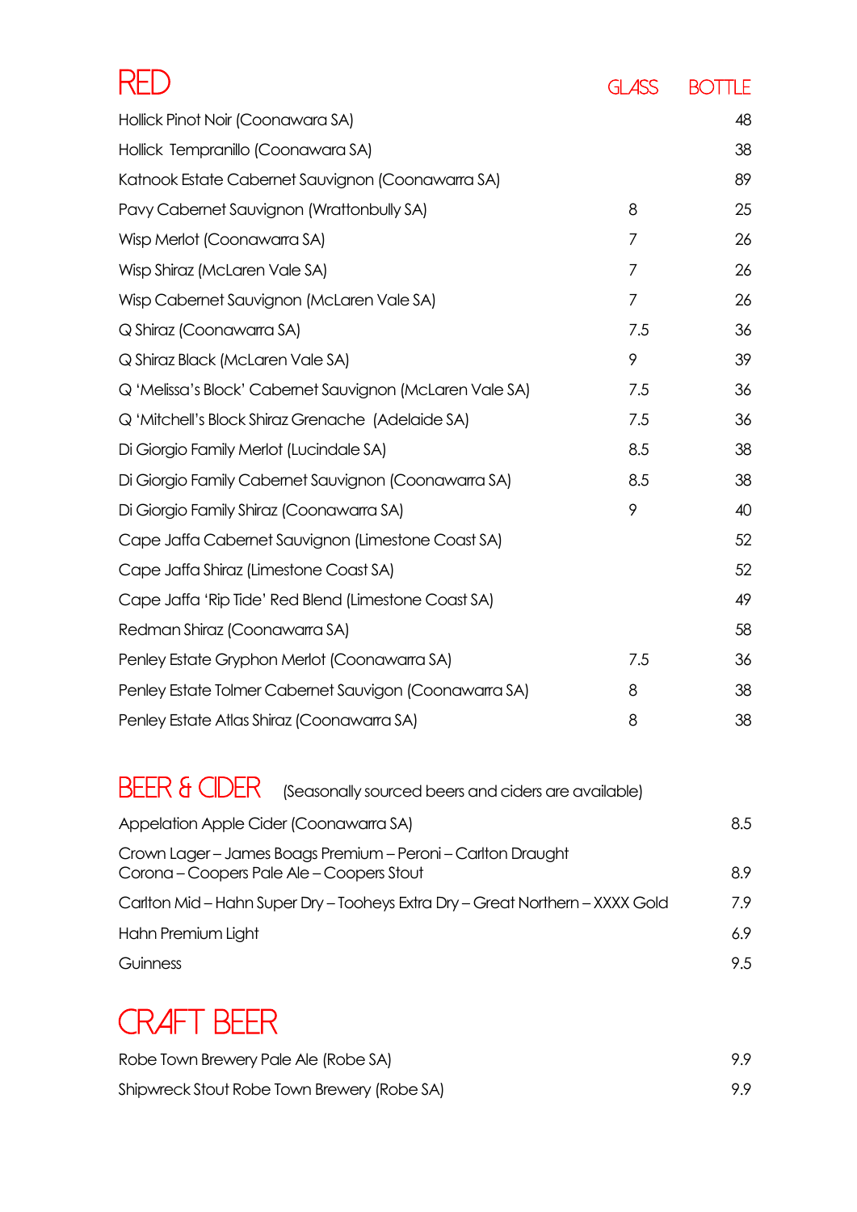# RED

| | GLASS | BOTTLE |
|---|---|---|
| Hollick Pinot Noir (Coonawara SA) | | 48 |
| Hollick  Tempranillo (Coonawara SA) | | 38 |
| Katnook Estate Cabernet Sauvignon (Coonawarra SA) | | 89 |
| Pavy Cabernet Sauvignon (Wrattonbully SA) | 8 | 25 |
| Wisp Merlot (Coonawarra SA) | 7 | 26 |
| Wisp Shiraz (McLaren Vale SA) | 7 | 26 |
| Wisp Cabernet Sauvignon (McLaren Vale SA) | 7 | 26 |
| Q Shiraz (Coonawarra SA) | 7.5 | 36 |
| Q Shiraz Black (McLaren Vale SA) | 9 | 39 |
| Q 'Melissa's Block' Cabernet Sauvignon (McLaren Vale SA) | 7.5 | 36 |
| Q 'Mitchell's Block Shiraz Grenache  (Adelaide SA) | 7.5 | 36 |
| Di Giorgio Family Merlot (Lucindale SA) | 8.5 | 38 |
| Di Giorgio Family Cabernet Sauvignon (Coonawarra SA) | 8.5 | 38 |
| Di Giorgio Family Shiraz (Coonawarra SA) | 9 | 40 |
| Cape Jaffa Cabernet Sauvignon (Limestone Coast SA) | | 52 |
| Cape Jaffa Shiraz (Limestone Coast SA) | | 52 |
| Cape Jaffa 'Rip Tide' Red Blend (Limestone Coast SA) | | 49 |
| Redman Shiraz (Coonawarra SA) | | 58 |
| Penley Estate Gryphon Merlot (Coonawarra SA) | 7.5 | 36 |
| Penley Estate Tolmer Cabernet Sauvigon (Coonawarra SA) | 8 | 38 |
| Penley Estate Atlas Shiraz (Coonawarra SA) | 8 | 38 |

# BEER & CIDER

(Seasonally sourced beers and ciders are available)

| | |
|---|---|
| Appelation Apple Cider (Coonawarra SA) | 8.5 |
| Crown Lager – James Boags Premium – Peroni – Carlton Draught Corona – Coopers Pale Ale – Coopers Stout | 8.9 |
| Carlton Mid – Hahn Super Dry – Tooheys Extra Dry – Great Northern – XXXX Gold | 7.9 |
| Hahn Premium Light | 6.9 |
| Guinness | 9.5 |

# CRAFT BEER

| | |
|---|---|
| Robe Town Brewery Pale Ale (Robe SA) | 9.9 |
| Shipwreck Stout Robe Town Brewery (Robe SA) | 9.9 |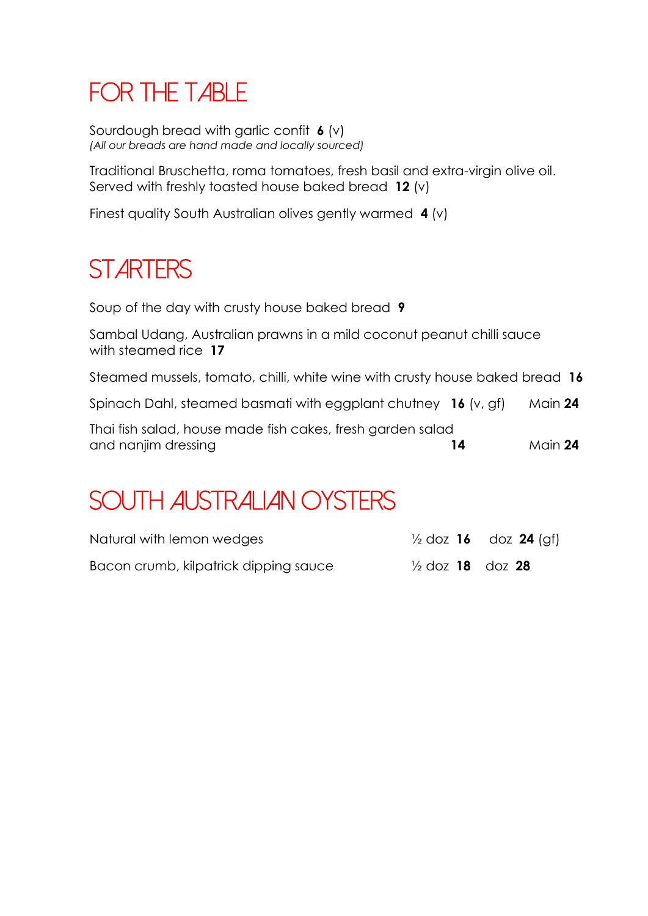## FOR THE TABLE

Sourdough bread with garlic confit **6** (v)
*(All our breads are hand made and locally sourced)*

Traditional Bruschetta, roma tomatoes, fresh basil and extra-virgin olive oil. Served with freshly toasted house baked bread **12** (v)

Finest quality South Australian olives gently warmed **4** (v)

## STARTERS

Soup of the day with crusty house baked bread **9**

Sambal Udang, Australian prawns in a mild coconut peanut chilli sauce with steamed rice **17**

Steamed mussels, tomato, chilli, white wine with crusty house baked bread **16**

Spinach Dahl, steamed basmati with eggplant chutney **16** (v, gf) Main **24**

Thai fish salad, house made fish cakes, fresh garden salad and nanjim dressing **14** Main **24**

## SOUTH AUSTRALIAN OYSTERS

| | | |
|---|---|---|
| Natural with lemon wedges | ½ doz **16** | doz **24** (gf) |
| Bacon crumb, kilpatrick dipping sauce | ½ doz **18** | doz **28** |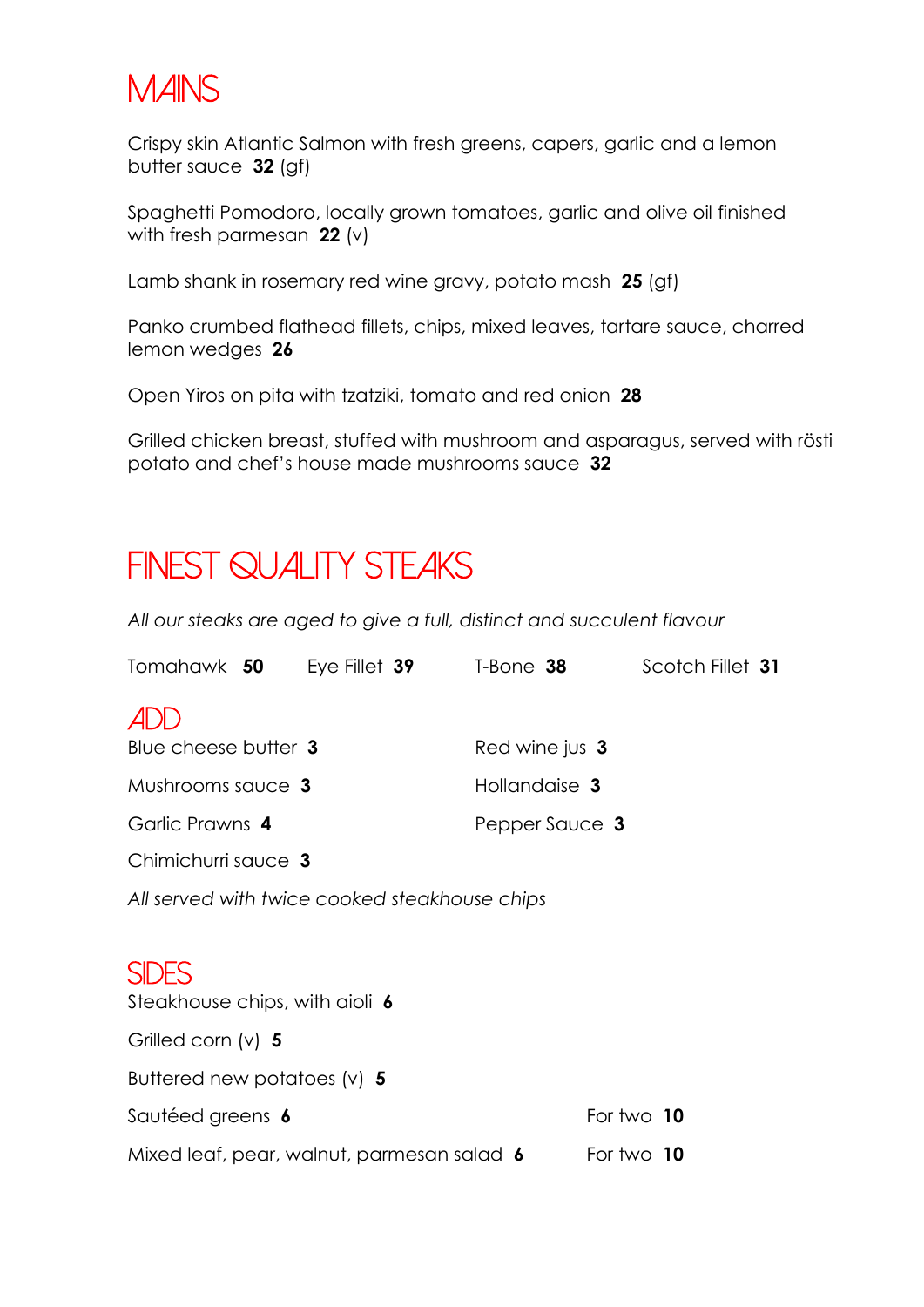# MAINS

Crispy skin Atlantic Salmon with fresh greens, capers, garlic and a lemon butter sauce **32** (gf)

Spaghetti Pomodoro, locally grown tomatoes, garlic and olive oil finished with fresh parmesan **22** (v)

Lamb shank in rosemary red wine gravy, potato mash **25** (gf)

Panko crumbed flathead fillets, chips, mixed leaves, tartare sauce, charred lemon wedges **26**

Open Yiros on pita with tzatziki, tomato and red onion **28**

Grilled chicken breast, stuffed with mushroom and asparagus, served with rösti potato and chef's house made mushrooms sauce **32**

# FINEST QUALITY STEAKS

*All our steaks are aged to give a full, distinct and succulent flavour*

Tomahawk **50** Eye Fillet **39** T-Bone **38** Scotch Fillet **31**

## ADD

Blue cheese butter **3**

Mushrooms sauce **3**

Garlic Prawns **4**

Chimichurri sauce **3**

Red wine jus **3**

Hollandaise **3**

Pepper Sauce **3**

*All served with twice cooked steakhouse chips*

## SIDES

Steakhouse chips, with aioli **6**

Grilled corn (v) **5**

Buttered new potatoes (v) **5**

Sautéed greens **6** For two **10**

Mixed leaf, pear, walnut, parmesan salad **6** For two **10**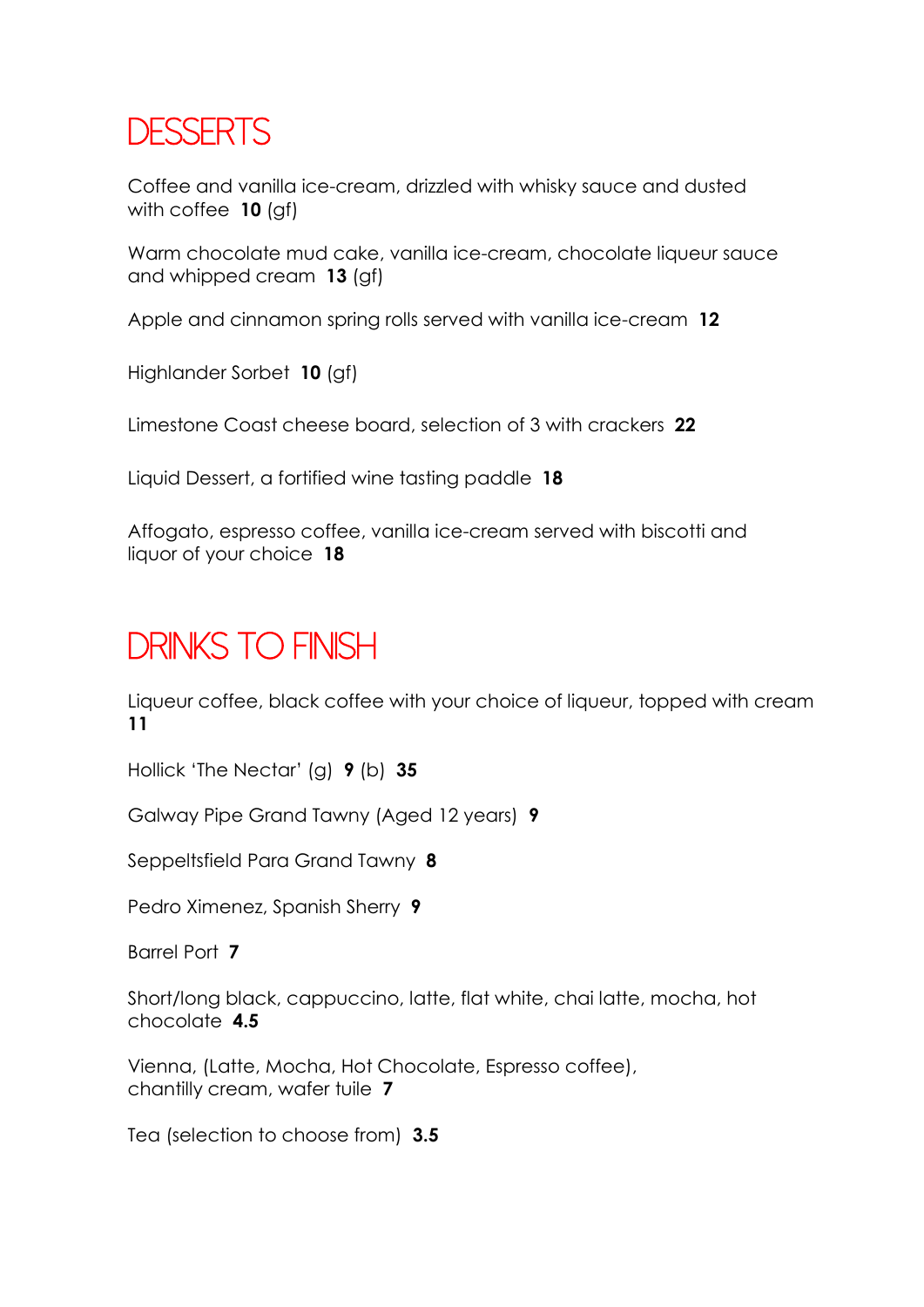# DESSERTS

Coffee and vanilla ice-cream, drizzled with whisky sauce and dusted with coffee **10** (gf)

Warm chocolate mud cake, vanilla ice-cream, chocolate liqueur sauce and whipped cream **13** (gf)

Apple and cinnamon spring rolls served with vanilla ice-cream **12**

Highlander Sorbet **10** (gf)

Limestone Coast cheese board, selection of 3 with crackers **22**

Liquid Dessert, a fortified wine tasting paddle **18**

Affogato, espresso coffee, vanilla ice-cream served with biscotti and liquor of your choice **18**

# DRINKS TO FINISH

Liqueur coffee, black coffee with your choice of liqueur, topped with cream **11**

Hollick 'The Nectar' (g) **9** (b) **35**

Galway Pipe Grand Tawny (Aged 12 years) **9**

Seppeltsfield Para Grand Tawny **8**

Pedro Ximenez, Spanish Sherry **9**

Barrel Port **7**

Short/long black, cappuccino, latte, flat white, chai latte, mocha, hot chocolate **4.5**

Vienna, (Latte, Mocha, Hot Chocolate, Espresso coffee), chantilly cream, wafer tuile **7**

Tea (selection to choose from) **3.5**